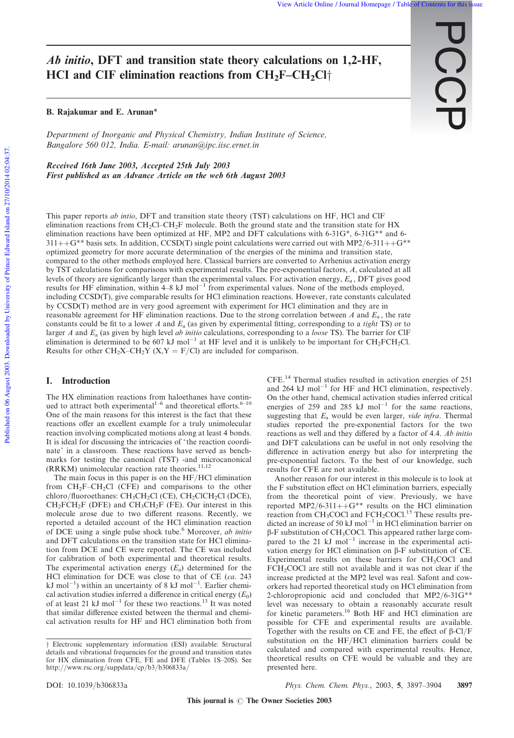# *Ab initio*, DFT and transition state theory calculations on 1,2-HF, HCl and ClF elimination reactions from $CH_2F–CH_2Cl$†

**B. Rajakumar and E. Arunan***

*Department of Inorganic and Physical Chemistry, Indian Institute of Science, Bangalore 560 012, India. E-mail: arunan@ipc.iisc.ernet.in*

***Received 16th June 2003, Accepted 25th July 2003***
***First published as an Advance Article on the web 6th August 2003***

This paper reports *ab intio*, DFT and transition state theory (TST) calculations on HF, HCl and ClF elimination reactions from $CH_2Cl–CH_2F$ molecule. Both the ground state and the transition state for HX elimination reactions have been optimized at HF, MP2 and DFT calculations with 6-31G*, 6-31G** and 6-311++G** basis sets. In addition, CCSD(T) single point calculations were carried out with MP2/6-311++G** optimized geometry for more accurate determination of the energies of the minima and transition state, compared to the other methods employed here. Classical barriers are converted to Arrhenius activation energy by TST calculations for comparisons with experimental results. The pre-exponential factors, *A*, calculated at all levels of theory are significantly larger than the experimental values. For activation energy, $E_a$, DFT gives good results for HF elimination, within 4–8 kJ $mol^{-1}$ from experimental values. None of the methods employed, including CCSD(T), give comparable results for HCl elimination reactions. However, rate constants calculated by CCSD(T) method are in very good agreement with experiment for HCl elimination and they are in reasonable agreement for HF elimination reactions. Due to the strong correlation between *A* and $E_a$, the rate constants could be fit to a lower *A* and $E_a$ (as given by experimental fitting, corresponding to a *tight* TS) or to larger *A* and $E_a$ (as given by high level *ab initio* calculations, corresponding to a *loose* TS). The barrier for ClF elimination is determined to be 607 kJ $mol^{-1}$ at HF level and it is unlikely to be important for $CH_2FCH_2Cl$. Results for other $CH_2X–CH_2Y$ (X,Y = F/Cl) are included for comparison.

## I. Introduction

The HX elimination reactions from haloethanes have continued to attract both experimental[1–6] and theoretical efforts.[6–10] One of the main reasons for this interest is the fact that these reactions offer an excellent example for a truly unimolecular reaction involving complicated motions along at least 4 bonds. It is ideal for discussing the intricacies of 'the reaction coordinate' in a classroom. These reactions have served as benchmarks for testing the canonical (TST) -and microcanonical (RRKM) unimolecular reaction rate theories.[11,12]

The main focus in this paper is on the HF/HCl elimination from $CH_2F–CH_2Cl$ (CFE) and comparisons with other chloro/fluoroethanes: $CH_3CH_2Cl$ (CE), $CH_2ClCH_2Cl$ (DCE), $CH_2FCH_2F$ (DFE) and $CH_3CH_2F$ (FE). Our interest in this molecule arose due to two different reasons. Recently, we reported a detailed account of the HCl elimination reaction of DCE using a single pulse shock tube.[6] Moreover, *ab initio* and DFT calculations on the transition state for HCl elimination from DCE and CE were reported. The CE was included for calibration of both experimental and theoretical results. The experimental activation energy ($E_a$) determined for the HCl elimination for DCE was close to that of CE (*ca.* 243 kJ $mol^{-1}$) within an uncertainty of 8 kJ $mol^{-1}$. Earlier chemical activation studies inferred a difference in critical energy ($E_0$) of at least 21 kJ $mol^{-1}$ for these two reactions.[13] It was noted that similar difference existed between the thermal and chemical activation results for HF and HCl elimination both from CFE.[14] Thermal studies resulted in activation energies of 251 and 264 kJ $mol^{-1}$ for HF and HCl elimination, respectively. On the other hand, chemical activation studies inferred critical energies of 259 and 285 kJ $mol^{-1}$ for the same reactions, suggesting that $E_a$ would be even larger, *vide infra*. Thermal studies reported the pre-exponential factors for the two reactions as well and they differed by a factor of 4.4. *Ab initio* and DFT calculations can be useful in not only resolving the difference in activation energy but also for interpreting the pre-exponential factors. To the best of our knowledge, such results for CFE are not available.

Another reason for our interest in this molecule is to look at the F substitution effect on HCl elimination rates, especially from the theoretical point of view. Previously, we have reported MP2/6-311++G** results on the HCl elimination reaction from $CH_3COCl$ and $FCH_2COCl$.[15] These results predicted an increase of 50 kJ $mol^{-1}$ in HCl elimination barrier on β-F substitution of $CH_3COCl$. This appeared rather large compared to the 21 kJ $mol^{-1}$ increase in the experimental activation energy for HCl elimination on β-F substitution of CE. Experimental results on these barriers for $CH_3COCl$ and $FCH_2COCl$ are still not available and it was not clear if the increase predicted at the MP2 level was real. Safont and coworkers had reported theoretical study on HCl elimination from 2-chloropropionic acid and concluded that MP2/6-31G** level was necessary to obtain a reasonably accurate result for kinetic parameters.[16] Both HF and HCl elimination are possible for CFE and experimental results are available. Together with the results on CE and FE, the effect of β-Cl/F substitution on the HF/HCl elimination barriers could be calculated and compared with experimental results. Hence, theoretical results on CFE would be valuable and they are presented here.

† Electronic supplementary information (ESI) available: Structural details and vibrational frequencies for the ground and transition states for HX elimination from CFE, FE and DFE (Tables 1S–20S). See http://www.rsc.org/suppdata/cp/b3/b306833a/

DOI: 10.1039/b306833a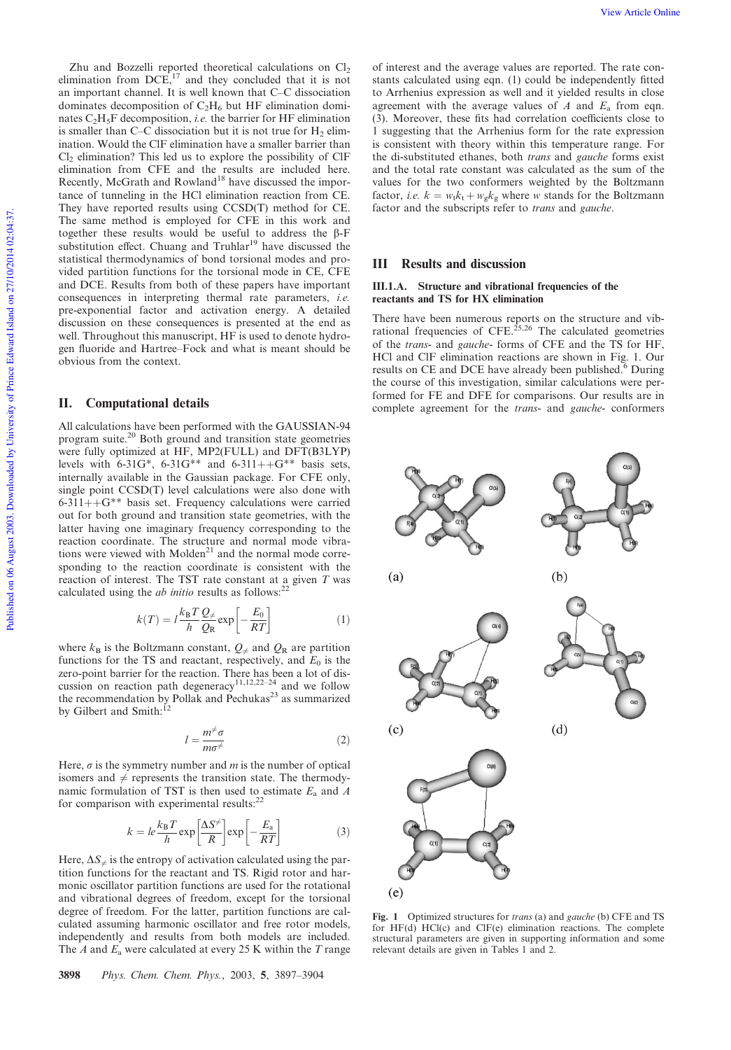Zhu and Bozzelli reported theoretical calculations on $Cl_2$ elimination from DCE,[17] and they concluded that it is not an important channel. It is well known that C–C dissociation dominates decomposition of $C_2H_6$ but HF elimination dominates $C_2H_5F$ decomposition, *i.e.* the barrier for HF elimination is smaller than C–C dissociation but it is not true for $H_2$ elimination. Would the ClF elimination have a smaller barrier than $Cl_2$ elimination? This led us to explore the possibility of ClF elimination from CFE and the results are included here. Recently, McGrath and Rowland[18] have discussed the importance of tunneling in the HCl elimination reaction from CE. They have reported results using CCSD(T) method for CE. The same method is employed for CFE in this work and together these results would be useful to address the β-F substitution effect. Chuang and Truhlar[19] have discussed the statistical thermodynamics of bond torsional modes and provided partition functions for the torsional mode in CE, CFE and DCE. Results from both of these papers have important consequences in interpreting thermal rate parameters, *i.e.* pre-exponential factor and activation energy. A detailed discussion on these consequences is presented at the end as well. Throughout this manuscript, HF is used to denote hydrogen fluoride and Hartree–Fock and what is meant should be obvious from the context.

## II. Computational details

All calculations have been performed with the GAUSSIAN-94 program suite.[20] Both ground and transition state geometries were fully optimized at HF, MP2(FULL) and DFT(B3LYP) levels with 6-31G*, 6-31G** and 6-311++G** basis sets, internally available in the Gaussian package. For CFE only, single point CCSD(T) level calculations were also done with 6-311++G** basis set. Frequency calculations were carried out for both ground and transition state geometries, with the latter having one imaginary frequency corresponding to the reaction coordinate. The structure and normal mode vibrations were viewed with Molden[21] and the normal mode corresponding to the reaction coordinate is consistent with the reaction of interest. The TST rate constant at a given $T$ was calculated using the *ab initio* results as follows:[22]

$$k(T) = l \frac{k_B T}{h} \frac{Q_{\neq}}{Q_R} \exp\left[-\frac{E_0}{RT}\right] \quad (1)$$

where $k_B$ is the Boltzmann constant, $Q_{\neq}$ and $Q_R$ are partition functions for the TS and reactant, respectively, and $E_0$ is the zero-point barrier for the reaction. There has been a lot of discussion on reaction path degeneracy[11,12,22–24] and we follow the recommendation by Pollak and Pechukas[23] as summarized by Gilbert and Smith:[12]

$$l = \frac{m^{\neq} \sigma}{m \sigma^{\neq}} \quad (2)$$

Here, $\sigma$ is the symmetry number and $m$ is the number of optical isomers and $\neq$ represents the transition state. The thermodynamic formulation of TST is then used to estimate $E_a$ and $A$ for comparison with experimental results:[22]

$$k = le \frac{k_B T}{h} \exp\left[\frac{\Delta S^{\neq}}{R}\right] \exp\left[-\frac{E_a}{RT}\right] \quad (3)$$

Here, $\Delta S_{\neq}$ is the entropy of activation calculated using the partition functions for the reactant and TS. Rigid rotor and harmonic oscillator partition functions are used for the rotational and vibrational degrees of freedom, except for the torsional degree of freedom. For the latter, partition functions are calculated assuming harmonic oscillator and free rotor models, independently and results from both models are included. The $A$ and $E_a$ were calculated at every 25 K within the $T$ range of interest and the average values are reported. The rate constants calculated using eqn. (1) could be independently fitted to Arrhenius expression as well and it yielded results in close agreement with the average values of $A$ and $E_a$ from eqn. (3). Moreover, these fits had correlation coefficients close to 1 suggesting that the Arrhenius form for the rate expression is consistent with theory within this temperature range. For the di-substituted ethanes, both *trans* and *gauche* forms exist and the total rate constant was calculated as the sum of the values for the two conformers weighted by the Boltzmann factor, *i.e.* $k = w_t k_t + w_g k_g$ where $w$ stands for the Boltzmann factor and the subscripts refer to *trans* and *gauche*.

## III Results and discussion

### III.1.A. Structure and vibrational frequencies of the reactants and TS for HX elimination

There have been numerous reports on the structure and vibrational frequencies of CFE.[25,26] The calculated geometries of the *trans*- and *gauche*- forms of CFE and the TS for HF, HCl and ClF elimination reactions are shown in Fig. 1. Our results on CE and DCE have already been published.[6] During the course of this investigation, similar calculations were performed for FE and DFE for comparisons. Our results are in complete agreement for the *trans*- and *gauche*- conformers

**Fig. 1** Optimized structures for *trans* (a) and *gauche* (b) CFE and TS for HF(d) HCl(c) and ClF(e) elimination reactions. The complete structural parameters are given in supporting information and some relevant details are given in Tables 1 and 2.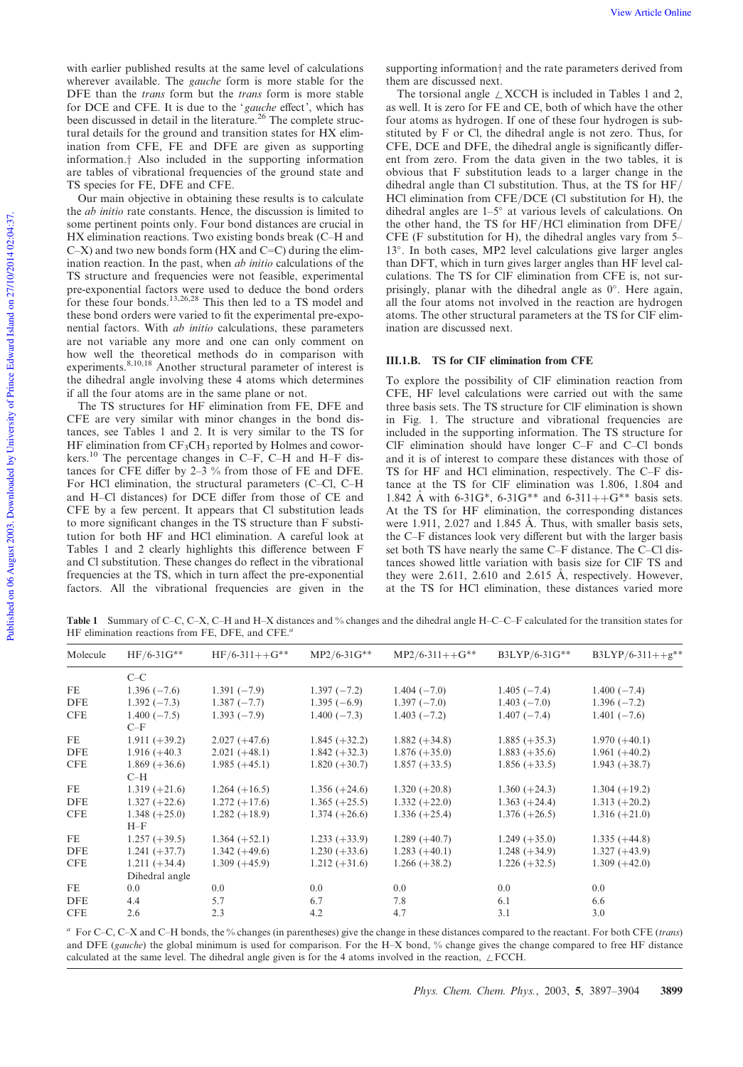with earlier published results at the same level of calculations wherever available. The *gauche* form is more stable for the DFE than the *trans* form but the *trans* form is more stable for DCE and CFE. It is due to the '*gauche* effect', which has been discussed in detail in the literature.[26] The complete structural details for the ground and transition states for HX elimination from CFE, FE and DFE are given as supporting information.† Also included in the supporting information are tables of vibrational frequencies of the ground state and TS species for FE, DFE and CFE.

Our main objective in obtaining these results is to calculate the *ab initio* rate constants. Hence, the discussion is limited to some pertinent points only. Four bond distances are crucial in HX elimination reactions. Two existing bonds break (C–H and C–X) and two new bonds form (HX and C=C) during the elimination reaction. In the past, when *ab initio* calculations of the TS structure and frequencies were not feasible, experimental pre-exponential factors were used to deduce the bond orders for these four bonds.[13,26,28] This then led to a TS model and these bond orders were varied to fit the experimental pre-exponential factors. With *ab initio* calculations, these parameters are not variable any more and one can only comment on how well the theoretical methods do in comparison with experiments.[8,10,18] Another structural parameter of interest is the dihedral angle involving these 4 atoms which determines if all the four atoms are in the same plane or not.

The TS structures for HF elimination from FE, DFE and CFE are very similar with minor changes in the bond distances, see Tables 1 and 2. It is very similar to the TS for HF elimination from $CF_3CH_3$ reported by Holmes and coworkers.[10] The percentage changes in C–F, C–H and H–F distances for CFE differ by 2–3 % from those of FE and DFE. For HCl elimination, the structural parameters (C–Cl, C–H and H–Cl distances) for DCE differ from those of CE and CFE by a few percent. It appears that Cl substitution leads to more significant changes in the TS structure than F substitution for both HF and HCl elimination. A careful look at Tables 1 and 2 clearly highlights this difference between F and Cl substitution. These changes do reflect in the vibrational frequencies at the TS, which in turn affect the pre-exponential factors. All the vibrational frequencies are given in the supporting information† and the rate parameters derived from them are discussed next.

The torsional angle ∠XCCH is included in Tables 1 and 2, as well. It is zero for FE and CE, both of which have the other four atoms as hydrogen. If one of these four hydrogen is substituted by F or Cl, the dihedral angle is not zero. Thus, for CFE, DCE and DFE, the dihedral angle is significantly different from zero. From the data given in the two tables, it is obvious that F substitution leads to a larger change in the dihedral angle than Cl substitution. Thus, at the TS for HF/HCl elimination from CFE/DCE (Cl substitution for H), the dihedral angles are 1–5° at various levels of calculations. On the other hand, the TS for HF/HCl elimination from DFE/CFE (F substitution for H), the dihedral angles vary from 5–13°. In both cases, MP2 level calculations give larger angles than DFT, which in turn gives larger angles than HF level calculations. The TS for ClF elimination from CFE is, not surprisingly, planar with the dihedral angle as 0°. Here again, all the four atoms not involved in the reaction are hydrogen atoms. The other structural parameters at the TS for ClF elimination are discussed next.

### III.1.B. TS for ClF elimination from CFE

To explore the possibility of ClF elimination reaction from CFE, HF level calculations were carried out with the same three basis sets. The TS structure for ClF elimination is shown in Fig. 1. The structure and vibrational frequencies are included in the supporting information. The TS structure for ClF elimination should have longer C–F and C–Cl bonds and it is of interest to compare these distances with those of TS for HF and HCl elimination, respectively. The C–F distance at the TS for ClF elimination was 1.806, 1.804 and 1.842 Å with 6-31G*, 6-31G** and 6-311++G** basis sets. At the TS for HF elimination, the corresponding distances were 1.911, 2.027 and 1.845 Å. Thus, with smaller basis sets, the C–F distances look very different but with the larger basis set both TS have nearly the same C–F distance. The C–Cl distances showed little variation with basis size for ClF TS and they were 2.611, 2.610 and 2.615 Å, respectively. However, at the TS for HCl elimination, these distances varied more

**Table 1** Summary of C–C, C–X, C–H and H–X distances and % changes and the dihedral angle H–C–C–F calculated for the transition states for HF elimination reactions from FE, DFE, and CFE.[a]

| Molecule | HF/6-31G** | HF/6-311++G** | MP2/6-31G** | MP2/6-311++G** | B3LYP/6-31G** | B3LYP/6-311++g** |
|---|---|---|---|---|---|---|
| | C–C | | | | | |
| FE | 1.396 (−7.6) | 1.391 (−7.9) | 1.397 (−7.2) | 1.404 (−7.0) | 1.405 (−7.4) | 1.400 (−7.4) |
| DFE | 1.392 (−7.3) | 1.387 (−7.7) | 1.395 (−6.9) | 1.397 (−7.0) | 1.403 (−7.0) | 1.396 (−7.2) |
| CFE | 1.400 (−7.5) | 1.393 (−7.9) | 1.400 (−7.3) | 1.403 (−7.2) | 1.407 (−7.4) | 1.401 (−7.6) |
| | C–F | | | | | |
| FE | 1.911 (+39.2) | 2.027 (+47.6) | 1.845 (+32.2) | 1.882 (+34.8) | 1.885 (+35.3) | 1.970 (+40.1) |
| DFE | 1.916 (+40.3 | 2.021 (+48.1) | 1.842 (+32.3) | 1.876 (+35.0) | 1.883 (+35.6) | 1.961 (+40.2) |
| CFE | 1.869 (+36.6) | 1.985 (+45.1) | 1.820 (+30.7) | 1.857 (+33.5) | 1.856 (+33.5) | 1.943 (+38.7) |
| | C–H | | | | | |
| FE | 1.319 (+21.6) | 1.264 (+16.5) | 1.356 (+24.6) | 1.320 (+20.8) | 1.360 (+24.3) | 1.304 (+19.2) |
| DFE | 1.327 (+22.6) | 1.272 (+17.6) | 1.365 (+25.5) | 1.332 (+22.0) | 1.363 (+24.4) | 1.313 (+20.2) |
| CFE | 1.348 (+25.0) | 1.282 (+18.9) | 1.374 (+26.6) | 1.336 (+25.4) | 1.376 (+26.5) | 1.316 (+21.0) |
| | H–F | | | | | |
| FE | 1.257 (+39.5) | 1.364 (+52.1) | 1.233 (+33.9) | 1.289 (+40.7) | 1.249 (+35.0) | 1.335 (+44.8) |
| DFE | 1.241 (+37.7) | 1.342 (+49.6) | 1.230 (+33.6) | 1.283 (+40.1) | 1.248 (+34.9) | 1.327 (+43.9) |
| CFE | 1.211 (+34.4) | 1.309 (+45.9) | 1.212 (+31.6) | 1.266 (+38.2) | 1.226 (+32.5) | 1.309 (+42.0) |
| | Dihedral angle | | | | | |
| FE | 0.0 | 0.0 | 0.0 | 0.0 | 0.0 | 0.0 |
| DFE | 4.4 | 5.7 | 6.7 | 7.8 | 6.1 | 6.6 |
| CFE | 2.6 | 2.3 | 4.2 | 4.7 | 3.1 | 3.0 |

[a] For C–C, C–X and C–H bonds, the % changes (in parentheses) give the change in these distances compared to the reactant. For both CFE (*trans*) and DFE (*gauche*) the global minimum is used for comparison. For the H–X bond, % change gives the change compared to free HF distance calculated at the same level. The dihedral angle given is for the 4 atoms involved in the reaction, ∠FCCH.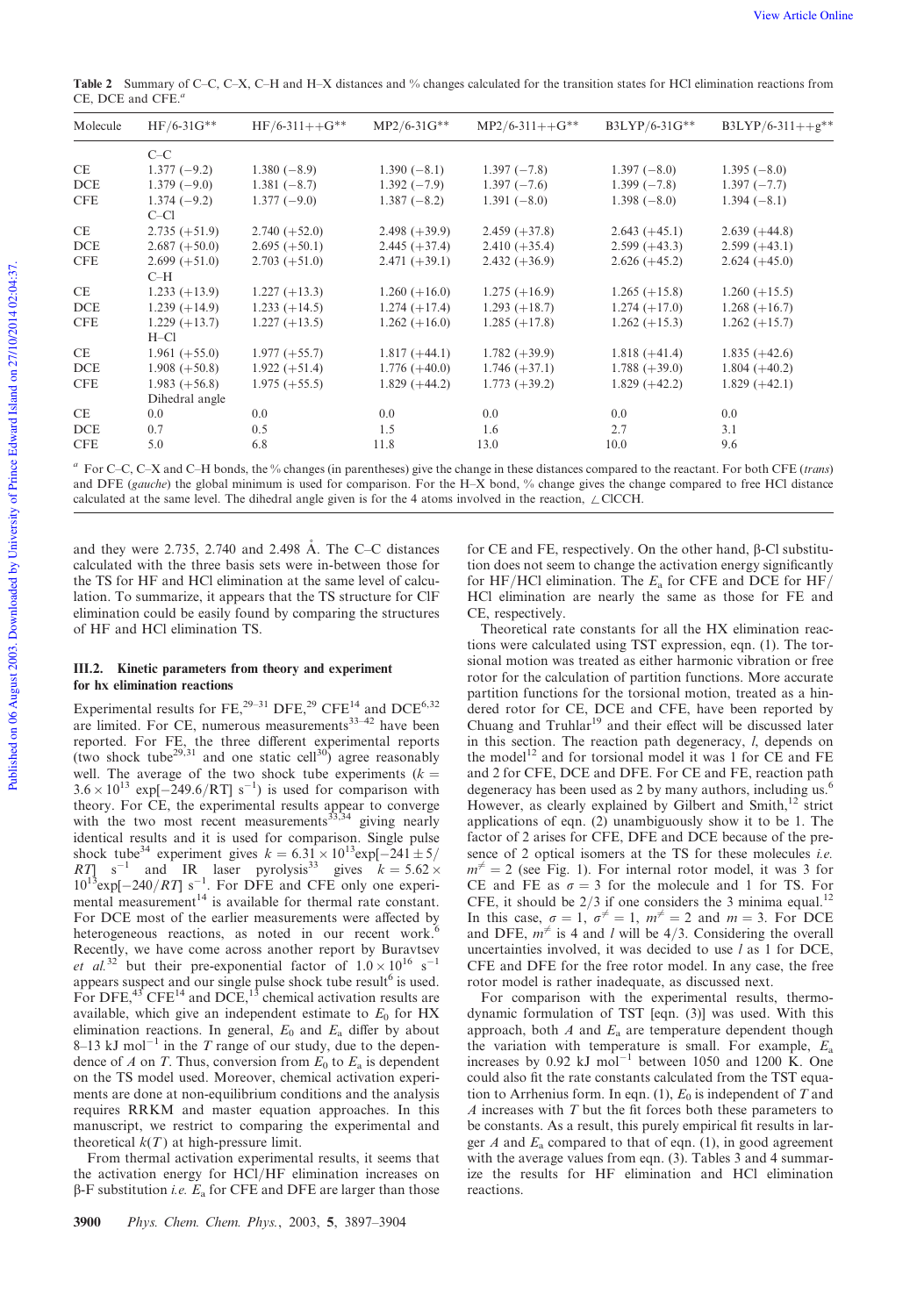**Table 2** Summary of C–C, C–X, C–H and H–X distances and % changes calculated for the transition states for HCl elimination reactions from CE, DCE and CFE.[a]

| Molecule | HF/6-31G** | HF/6-311++G** | MP2/6-31G** | MP2/6-311++G** | B3LYP/6-31G** | B3LYP/6-311++g** |
|---|---|---|---|---|---|---|
| | C–C | | | | | |
| CE | 1.377 (−9.2) | 1.380 (−8.9) | 1.390 (−8.1) | 1.397 (−7.8) | 1.397 (−8.0) | 1.395 (−8.0) |
| DCE | 1.379 (−9.0) | 1.381 (−8.7) | 1.392 (−7.9) | 1.397 (−7.6) | 1.399 (−7.8) | 1.397 (−7.7) |
| CFE | 1.374 (−9.2) | 1.377 (−9.0) | 1.387 (−8.2) | 1.391 (−8.0) | 1.398 (−8.0) | 1.394 (−8.1) |
| | C–Cl | | | | | |
| CE | 2.735 (+51.9) | 2.740 (+52.0) | 2.498 (+39.9) | 2.459 (+37.8) | 2.643 (+45.1) | 2.639 (+44.8) |
| DCE | 2.687 (+50.0) | 2.695 (+50.1) | 2.445 (+37.4) | 2.410 (+35.4) | 2.599 (+43.3) | 2.599 (+43.1) |
| CFE | 2.699 (+51.0) | 2.703 (+51.0) | 2.471 (+39.1) | 2.432 (+36.9) | 2.626 (+45.2) | 2.624 (+45.0) |
| | C–H | | | | | |
| CE | 1.233 (+13.9) | 1.227 (+13.3) | 1.260 (+16.0) | 1.275 (+16.9) | 1.265 (+15.8) | 1.260 (+15.5) |
| DCE | 1.239 (+14.9) | 1.233 (+14.5) | 1.274 (+17.4) | 1.293 (+18.7) | 1.274 (+17.0) | 1.268 (+16.7) |
| CFE | 1.229 (+13.7) | 1.227 (+13.5) | 1.262 (+16.0) | 1.285 (+17.8) | 1.262 (+15.3) | 1.262 (+15.7) |
| | H–Cl | | | | | |
| CE | 1.961 (+55.0) | 1.977 (+55.7) | 1.817 (+44.1) | 1.782 (+39.9) | 1.818 (+41.4) | 1.835 (+42.6) |
| DCE | 1.908 (+50.8) | 1.922 (+51.4) | 1.776 (+40.0) | 1.746 (+37.1) | 1.788 (+39.0) | 1.804 (+40.2) |
| CFE | 1.983 (+56.8) | 1.975 (+55.5) | 1.829 (+44.2) | 1.773 (+39.2) | 1.829 (+42.2) | 1.829 (+42.1) |
| | Dihedral angle | | | | | |
| CE | 0.0 | 0.0 | 0.0 | 0.0 | 0.0 | 0.0 |
| DCE | 0.7 | 0.5 | 1.5 | 1.6 | 2.7 | 3.1 |
| CFE | 5.0 | 6.8 | 11.8 | 13.0 | 10.0 | 9.6 |

[a] For C–C, C–X and C–H bonds, the % changes (in parentheses) give the change in these distances compared to the reactant. For both CFE (*trans*) and DFE (*gauche*) the global minimum is used for comparison. For the H–X bond, % change gives the change compared to free HCl distance calculated at the same level. The dihedral angle given is for the 4 atoms involved in the reaction, ∠ClCCH.

and they were 2.735, 2.740 and 2.498 Å. The C–C distances calculated with the three basis sets were in-between those for the TS for HF and HCl elimination at the same level of calculation. To summarize, it appears that the TS structure for ClF elimination could be easily found by comparing the structures of HF and HCl elimination TS.

### III.2. Kinetic parameters from theory and experiment for hx elimination reactions

Experimental results for FE,[29–31] DFE,[29] CFE[14] and DCE[6,32] are limited. For CE, numerous measurements[33–42] have been reported. For FE, the three different experimental reports (two shock tube[29,31] and one static cell[30]) agree reasonably well. The average of the two shock tube experiments ($k = 3.6 \times 10^{13}\exp[-249.6/RT]$ s$^{-1}$) is used for comparison with theory. For CE, the experimental results appear to converge with the two most recent measurements[33,34] giving nearly identical results and it is used for comparison. Single pulse shock tube[34] experiment gives $k = 6.31 \times 10^{13}\exp[-241 \pm 5/RT]$ s$^{-1}$ and IR laser pyrolysis[33] gives $k = 5.62 \times 10^{13}\exp[-240/RT]$ s$^{-1}$. For DFE and CFE only one experimental measurement[14] is available for thermal rate constant. For DCE most of the earlier measurements were affected by heterogeneous reactions, as noted in our recent work.[6] Recently, we have come across another report by Buravtsev *et al.*[32] but their pre-exponential factor of $1.0 \times 10^{16}$ s$^{-1}$ appears suspect and our single pulse shock tube result[6] is used. For DFE,[43] CFE[14] and DCE,[13] chemical activation results are available, which give an independent estimate to $E_0$ for HX elimination reactions. In general, $E_0$ and $E_a$ differ by about 8–13 kJ mol$^{-1}$ in the $T$ range of our study, due to the dependence of $A$ on $T$. Thus, conversion from $E_0$ to $E_a$ is dependent on the TS model used. Moreover, chemical activation experiments are done at non-equilibrium conditions and the analysis requires RRKM and master equation approaches. In this manuscript, we restrict to comparing the experimental and theoretical $k(T)$ at high-pressure limit.

From thermal activation experimental results, it seems that the activation energy for HCl/HF elimination increases on β-F substitution *i.e.* $E_a$ for CFE and DFE are larger than those for CE and FE, respectively. On the other hand, β-Cl substitution does not seem to change the activation energy significantly for HF/HCl elimination. The $E_a$ for CFE and DCE for HF/HCl elimination are nearly the same as those for FE and CE, respectively.

Theoretical rate constants for all the HX elimination reactions were calculated using TST expression, eqn. (1). The torsional motion was treated as either harmonic vibration or free rotor for the calculation of partition functions. More accurate partition functions for the torsional motion, treated as a hindered rotor for CE, DCE and CFE, have been reported by Chuang and Truhlar[19] and their effect will be discussed later in this section. The reaction path degeneracy, $l$, depends on the model[12] and for torsional model it was 1 for CE and FE and 2 for CFE, DCE and DFE. For CE and FE, reaction path degeneracy has been used as 2 by many authors, including us.[6] However, as clearly explained by Gilbert and Smith,[12] strict applications of eqn. (2) unambiguously show it to be 1. The factor of 2 arises for CFE, DFE and DCE because of the presence of 2 optical isomers at the TS for these molecules *i.e.* $m^{\neq} = 2$ (see Fig. 1). For internal rotor model, it was 3 for CE and FE as $\sigma = 3$ for the molecule and 1 for TS. For CFE, it should be 2/3 if one considers the 3 minima equal.[12] In this case, $\sigma = 1$, $\sigma^{\neq} = 1$, $m^{\neq} = 2$ and $m = 3$. For DCE and DFE, $m^{\neq}$ is 4 and $l$ will be 4/3. Considering the overall uncertainties involved, it was decided to use $l$ as 1 for DCE, CFE and DFE for the free rotor model. In any case, the free rotor model is rather inadequate, as discussed next.

For comparison with the experimental results, thermodynamic formulation of TST [eqn. (3)] was used. With this approach, both $A$ and $E_a$ are temperature dependent though the variation with temperature is small. For example, $E_a$ increases by 0.92 kJ mol$^{-1}$ between 1050 and 1200 K. One could also fit the rate constants calculated from the TST equation to Arrhenius form. In eqn. (1), $E_0$ is independent of $T$ and $A$ increases with $T$ but the fit forces both these parameters to be constants. As a result, this purely empirical fit results in larger $A$ and $E_a$ compared to that of eqn. (1), in good agreement with the average values from eqn. (3). Tables 3 and 4 summarize the results for HF elimination and HCl elimination reactions.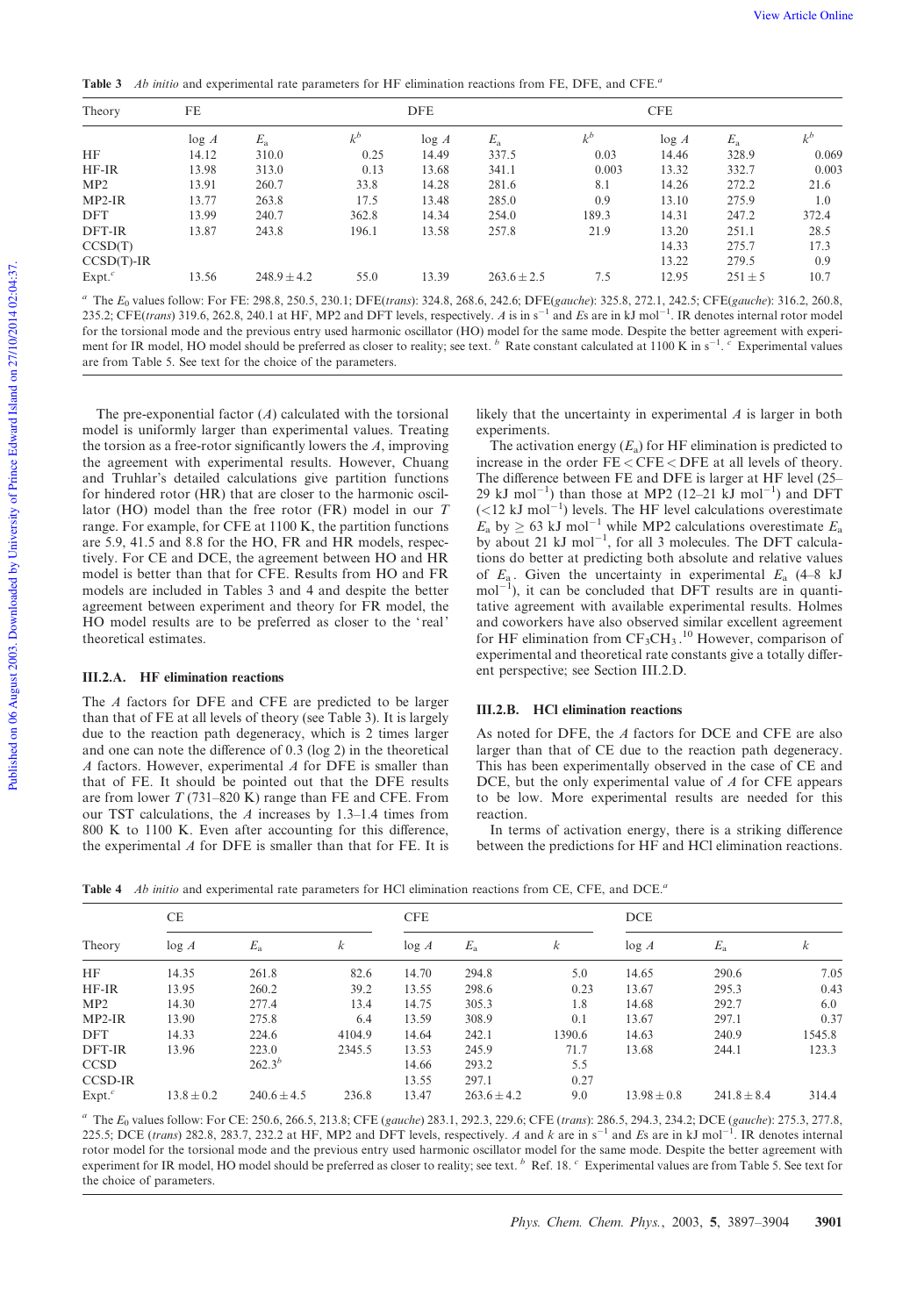**Table 3** *Ab initio* and experimental rate parameters for HF elimination reactions from FE, DFE, and CFE.[a]

| Theory | FE | | | DFE | | | CFE | | |
|---|---|---|---|---|---|---|---|---|---|
| | log $A$ | $E_a$ | $k^b$ | log $A$ | $E_a$ | $k^b$ | log $A$ | $E_a$ | $k^b$ |
| HF | 14.12 | 310.0 | 0.25 | 14.49 | 337.5 | 0.03 | 14.46 | 328.9 | 0.069 |
| HF-IR | 13.98 | 313.0 | 0.13 | 13.68 | 341.1 | 0.003 | 13.32 | 332.7 | 0.003 |
| MP2 | 13.91 | 260.7 | 33.8 | 14.28 | 281.6 | 8.1 | 14.26 | 272.2 | 21.6 |
| MP2-IR | 13.77 | 263.8 | 17.5 | 13.48 | 285.0 | 0.9 | 13.10 | 275.9 | 1.0 |
| DFT | 13.99 | 240.7 | 362.8 | 14.34 | 254.0 | 189.3 | 14.31 | 247.2 | 372.4 |
| DFT-IR | 13.87 | 243.8 | 196.1 | 13.58 | 257.8 | 21.9 | 13.20 | 251.1 | 28.5 |
| CCSD(T) | | | | | | | 14.33 | 275.7 | 17.3 |
| CCSD(T)-IR | | | | | | | 13.22 | 279.5 | 0.9 |
| Expt.[c] | 13.56 | 248.9 ± 4.2 | 55.0 | 13.39 | 263.6 ± 2.5 | 7.5 | 12.95 | 251 ± 5 | 10.7 |

[a] The $E_0$ values follow: For FE: 298.8, 250.5, 230.1; DFE(*trans*): 324.8, 268.6, 242.6; DFE(*gauche*): 325.8, 272.1, 242.5; CFE(*gauche*): 316.2, 260.8, 235.2; CFE(*trans*) 319.6, 262.8, 240.1 at HF, MP2 and DFT levels, respectively. $A$ is in $s^{-1}$ and $E$s are in kJ $mol^{-1}$. IR denotes internal rotor model for the torsional mode and the previous entry used harmonic oscillator (HO) model for the same mode. Despite the better agreement with experiment for IR model, HO model should be preferred as closer to reality; see text. [b] Rate constant calculated at 1100 K in $s^{-1}$. [c] Experimental values are from Table 5. See text for the choice of the parameters.

The pre-exponential factor ($A$) calculated with the torsional model is uniformly larger than experimental values. Treating the torsion as a free-rotor significantly lowers the $A$, improving the agreement with experimental results. However, Chuang and Truhlar's detailed calculations give partition functions for hindered rotor (HR) that are closer to the harmonic oscillator (HO) model than the free rotor (FR) model in our $T$ range. For example, for CFE at 1100 K, the partition functions are 5.9, 41.5 and 8.8 for the HO, FR and HR models, respectively. For CE and DCE, the agreement between HO and HR model is better than that for CFE. Results from HO and FR models are included in Tables 3 and 4 and despite the better agreement between experiment and theory for FR model, the HO model results are to be preferred as closer to the 'real' theoretical estimates.

### III.2.A. HF elimination reactions

The $A$ factors for DFE and CFE are predicted to be larger than that of FE at all levels of theory (see Table 3). It is largely due to the reaction path degeneracy, which is 2 times larger and one can note the difference of 0.3 (log 2) in the theoretical $A$ factors. However, experimental $A$ for DFE is smaller than that of FE. It should be pointed out that the DFE results are from lower $T$ (731–820 K) range than FE and CFE. From our TST calculations, the $A$ increases by 1.3–1.4 times from 800 K to 1100 K. Even after accounting for this difference, the experimental $A$ for DFE is smaller than that for FE. It is likely that the uncertainty in experimental $A$ is larger in both experiments.

The activation energy ($E_a$) for HF elimination is predicted to increase in the order FE < CFE < DFE at all levels of theory. The difference between FE and DFE is larger at HF level (25–29 kJ $mol^{-1}$) than those at MP2 (12–21 kJ $mol^{-1}$) and DFT (<12 kJ $mol^{-1}$) levels. The HF level calculations overestimate $E_a$ by ≥ 63 kJ $mol^{-1}$ while MP2 calculations overestimate $E_a$ by about 21 kJ $mol^{-1}$, for all 3 molecules. The DFT calculations do better at predicting both absolute and relative values of $E_a$. Given the uncertainty in experimental $E_a$ (4–8 kJ $mol^{-1}$), it can be concluded that DFT results are in quantitative agreement with available experimental results. Holmes and coworkers have also observed similar excellent agreement for HF elimination from $CF_3CH_3$.[10] However, comparison of experimental and theoretical rate constants give a totally different perspective; see Section III.2.D.

### III.2.B. HCl elimination reactions

As noted for DFE, the $A$ factors for DCE and CFE are also larger than that of CE due to the reaction path degeneracy. This has been experimentally observed in the case of CE and DCE, but the only experimental value of $A$ for CFE appears to be low. More experimental results are needed for this reaction.

In terms of activation energy, there is a striking difference between the predictions for HF and HCl elimination reactions.

**Table 4** *Ab initio* and experimental rate parameters for HCl elimination reactions from CE, CFE, and DCE.[a]

| Theory | CE | | | CFE | | | DCE | | |
|---|---|---|---|---|---|---|---|---|---|
| | log $A$ | $E_a$ | $k$ | log $A$ | $E_a$ | $k$ | log $A$ | $E_a$ | $k$ |
| HF | 14.35 | 261.8 | 82.6 | 14.70 | 294.8 | 5.0 | 14.65 | 290.6 | 7.05 |
| HF-IR | 13.95 | 260.2 | 39.2 | 13.55 | 298.6 | 0.23 | 13.67 | 295.3 | 0.43 |
| MP2 | 14.30 | 277.4 | 13.4 | 14.75 | 305.3 | 1.8 | 14.68 | 292.7 | 6.0 |
| MP2-IR | 13.90 | 275.8 | 6.4 | 13.59 | 308.9 | 0.1 | 13.67 | 297.1 | 0.37 |
| DFT | 14.33 | 224.6 | 4104.9 | 14.64 | 242.1 | 1390.6 | 14.63 | 240.9 | 1545.8 |
| DFT-IR | 13.96 | 223.0 | 2345.5 | 13.53 | 245.9 | 71.7 | 13.68 | 244.1 | 123.3 |
| CCSD | | 262.3[b] | | 14.66 | 293.2 | 5.5 | | | |
| CCSD-IR | | | | 13.55 | 297.1 | 0.27 | | | |
| Expt.[c] | 13.8 ± 0.2 | 240.6 ± 4.5 | 236.8 | 13.47 | 263.6 ± 4.2 | 9.0 | 13.98 ± 0.8 | 241.8 ± 8.4 | 314.4 |

[a] The $E_0$ values follow: For CE: 250.6, 266.5, 213.8; CFE (*gauche*) 283.1, 292.3, 229.6; CFE (*trans*): 286.5, 294.3, 234.2; DCE (*gauche*): 275.3, 277.8, 225.5; DCE (*trans*) 282.8, 283.7, 232.2 at HF, MP2 and DFT levels, respectively. $A$ and $k$ are in $s^{-1}$ and $E$s are in kJ $mol^{-1}$. IR denotes internal rotor model for the torsional mode and the previous entry used harmonic oscillator model for the same mode. Despite the better agreement with experiment for IR model, HO model should be preferred as closer to reality; see text. [b] Ref. 18. [c] Experimental values are from Table 5. See text for the choice of parameters.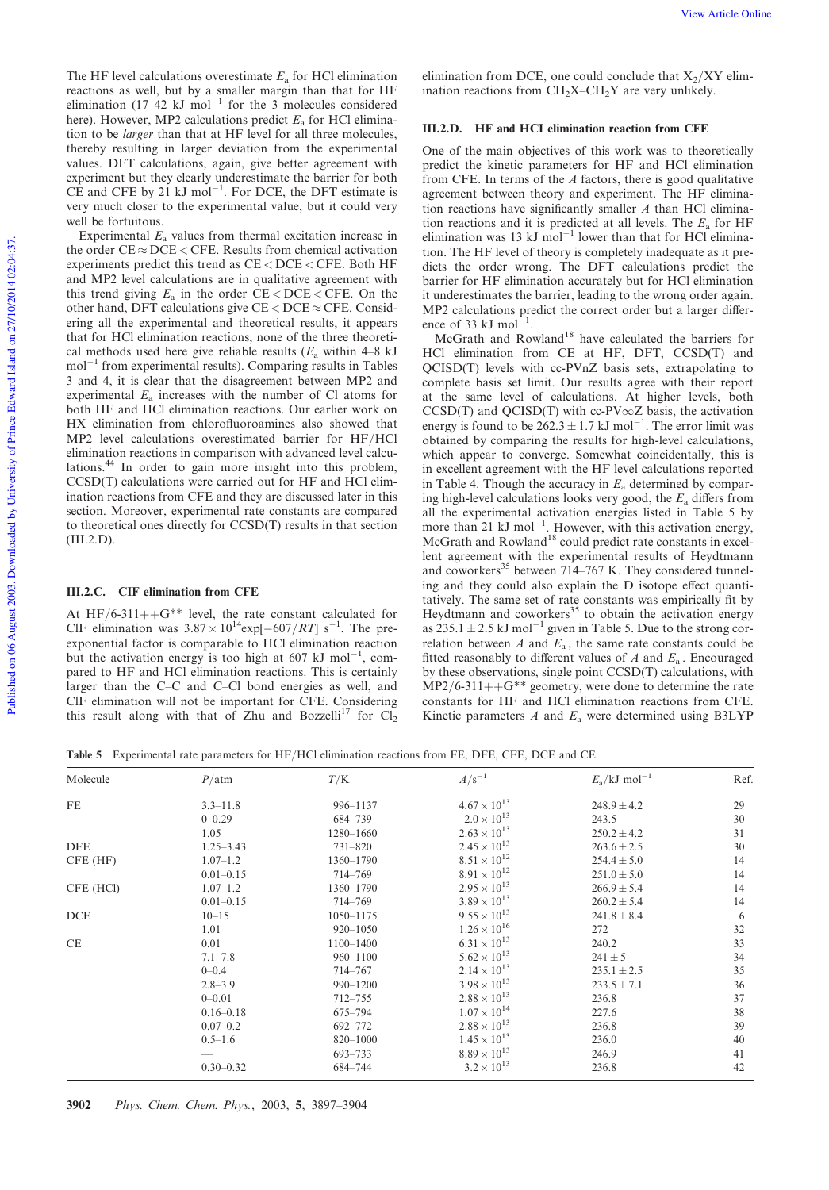The HF level calculations overestimate $E_a$ for HCl elimination reactions as well, but by a smaller margin than that for HF elimination (17–42 kJ mol$^{-1}$ for the 3 molecules considered here). However, MP2 calculations predict $E_a$ for HCl elimination to be *larger* than that at HF level for all three molecules, thereby resulting in larger deviation from the experimental values. DFT calculations, again, give better agreement with experiment but they clearly underestimate the barrier for both CE and CFE by 21 kJ mol$^{-1}$. For DCE, the DFT estimate is very much closer to the experimental value, but it could very well be fortuitous.

Experimental $E_a$ values from thermal excitation increase in the order CE ≈ DCE < CFE. Results from chemical activation experiments predict this trend as CE < DCE < CFE. Both HF and MP2 level calculations are in qualitative agreement with this trend giving $E_a$ in the order CE < DCE < CFE. On the other hand, DFT calculations give CE < DCE ≈ CFE. Considering all the experimental and theoretical results, it appears that for HCl elimination reactions, none of the three theoretical methods used here give reliable results ($E_a$ within 4–8 kJ mol$^{-1}$ from experimental results). Comparing results in Tables 3 and 4, it is clear that the disagreement between MP2 and experimental $E_a$ increases with the number of Cl atoms for both HF and HCl elimination reactions. Our earlier work on HX elimination from chlorofluoroamines also showed that MP2 level calculations overestimated barrier for HF/HCl elimination reactions in comparison with advanced level calculations.[44] In order to gain more insight into this problem, CCSD(T) calculations were carried out for HF and HCl elimination reactions from CFE and they are discussed later in this section. Moreover, experimental rate constants are compared to theoretical ones directly for CCSD(T) results in that section (III.2.D).

### III.2.C. ClF elimination from CFE

At HF/6-311++G** level, the rate constant calculated for ClF elimination was $3.87 \times 10^{14}\exp[-607/RT]$ s$^{-1}$. The pre-exponential factor is comparable to HCl elimination reaction but the activation energy is too high at 607 kJ mol$^{-1}$, compared to HF and HCl elimination reactions. This is certainly larger than the C–C and C–Cl bond energies as well, and ClF elimination will not be important for CFE. Considering this result along with that of Zhu and Bozzelli[17] for $Cl_2$ elimination from DCE, one could conclude that $X_2$/XY elimination reactions from $CH_2X$–$CH_2Y$ are very unlikely.

### III.2.D. HF and HCl elimination reaction from CFE

One of the main objectives of this work was to theoretically predict the kinetic parameters for HF and HCl elimination from CFE. In terms of the $A$ factors, there is good qualitative agreement between theory and experiment. The HF elimination reactions have significantly smaller $A$ than HCl elimination reactions and it is predicted at all levels. The $E_a$ for HF elimination was 13 kJ mol$^{-1}$ lower than that for HCl elimination. The HF level of theory is completely inadequate as it predicts the order wrong. The DFT calculations predict the barrier for HF elimination accurately but for HCl elimination it underestimates the barrier, leading to the wrong order again. MP2 calculations predict the correct order but a larger difference of 33 kJ mol$^{-1}$.

McGrath and Rowland[18] have calculated the barriers for HCl elimination from CE at HF, DFT, CCSD(T) and QCISD(T) levels with cc-PVnZ basis sets, extrapolating to complete basis set limit. Our results agree with their report at the same level of calculations. At higher levels, both CCSD(T) and QCISD(T) with cc-PV∞Z basis, the activation energy is found to be $262.3 \pm 1.7$ kJ mol$^{-1}$. The error limit was obtained by comparing the results for high-level calculations, which appear to converge. Somewhat coincidentally, this is in excellent agreement with the HF level calculations reported in Table 4. Though the accuracy in $E_a$ determined by comparing high-level calculations looks very good, the $E_a$ differs from all the experimental activation energies listed in Table 5 by more than 21 kJ mol$^{-1}$. However, with this activation energy, McGrath and Rowland[18] could predict rate constants in excellent agreement with the experimental results of Heydtmann and coworkers[35] between 714–767 K. They considered tunneling and they could also explain the D isotope effect quantitatively. The same set of rate constants was empirically fit by Heydtmann and coworkers[35] to obtain the activation energy as $235.1 \pm 2.5$ kJ mol$^{-1}$ given in Table 5. Due to the strong correlation between $A$ and $E_a$, the same rate constants could be fitted reasonably to different values of $A$ and $E_a$. Encouraged by these observations, single point CCSD(T) calculations, with MP2/6-311++G** geometry, were done to determine the rate constants for HF and HCl elimination reactions from CFE. Kinetic parameters $A$ and $E_a$ were determined using B3LYP

**Table 5** Experimental rate parameters for HF/HCl elimination reactions from FE, DFE, CFE, DCE and CE

| Molecule | $P$/atm | $T$/K | $A$/s$^{-1}$ | $E_a$/kJ mol$^{-1}$ | Ref. |
|---|---|---|---|---|---|
| FE | 3.3–11.8 | 996–1137 | $4.67 \times 10^{13}$ | $248.9 \pm 4.2$ | 29 |
| | 0–0.29 | 684–739 | $2.0 \times 10^{13}$ | 243.5 | 30 |
| | 1.05 | 1280–1660 | $2.63 \times 10^{13}$ | $250.2 \pm 4.2$ | 31 |
| DFE | 1.25–3.43 | 731–820 | $2.45 \times 10^{13}$ | $263.6 \pm 2.5$ | 30 |
| CFE (HF) | 1.07–1.2 | 1360–1790 | $8.51 \times 10^{12}$ | $254.4 \pm 5.0$ | 14 |
| | 0.01–0.15 | 714–769 | $8.91 \times 10^{12}$ | $251.0 \pm 5.0$ | 14 |
| CFE (HCl) | 1.07–1.2 | 1360–1790 | $2.95 \times 10^{13}$ | $266.9 \pm 5.4$ | 14 |
| | 0.01–0.15 | 714–769 | $3.89 \times 10^{13}$ | $260.2 \pm 5.4$ | 14 |
| DCE | 10–15 | 1050–1175 | $9.55 \times 10^{13}$ | $241.8 \pm 8.4$ | 6 |
| | 1.01 | 920–1050 | $1.26 \times 10^{16}$ | 272 | 32 |
| CE | 0.01 | 1100–1400 | $6.31 \times 10^{13}$ | 240.2 | 33 |
| | 7.1–7.8 | 960–1100 | $5.62 \times 10^{13}$ | $241 \pm 5$ | 34 |
| | 0–0.4 | 714–767 | $2.14 \times 10^{13}$ | $235.1 \pm 2.5$ | 35 |
| | 2.8–3.9 | 990–1200 | $3.98 \times 10^{13}$ | $233.5 \pm 7.1$ | 36 |
| | 0–0.01 | 712–755 | $2.88 \times 10^{13}$ | 236.8 | 37 |
| | 0.16–0.18 | 675–794 | $1.07 \times 10^{14}$ | 227.6 | 38 |
| | 0.07–0.2 | 692–772 | $2.88 \times 10^{13}$ | 236.8 | 39 |
| | 0.5–1.6 | 820–1000 | $1.45 \times 10^{13}$ | 236.0 | 40 |
| | — | 693–733 | $8.89 \times 10^{13}$ | 246.9 | 41 |
| | 0.30–0.32 | 684–744 | $3.2 \times 10^{13}$ | 236.8 | 42 |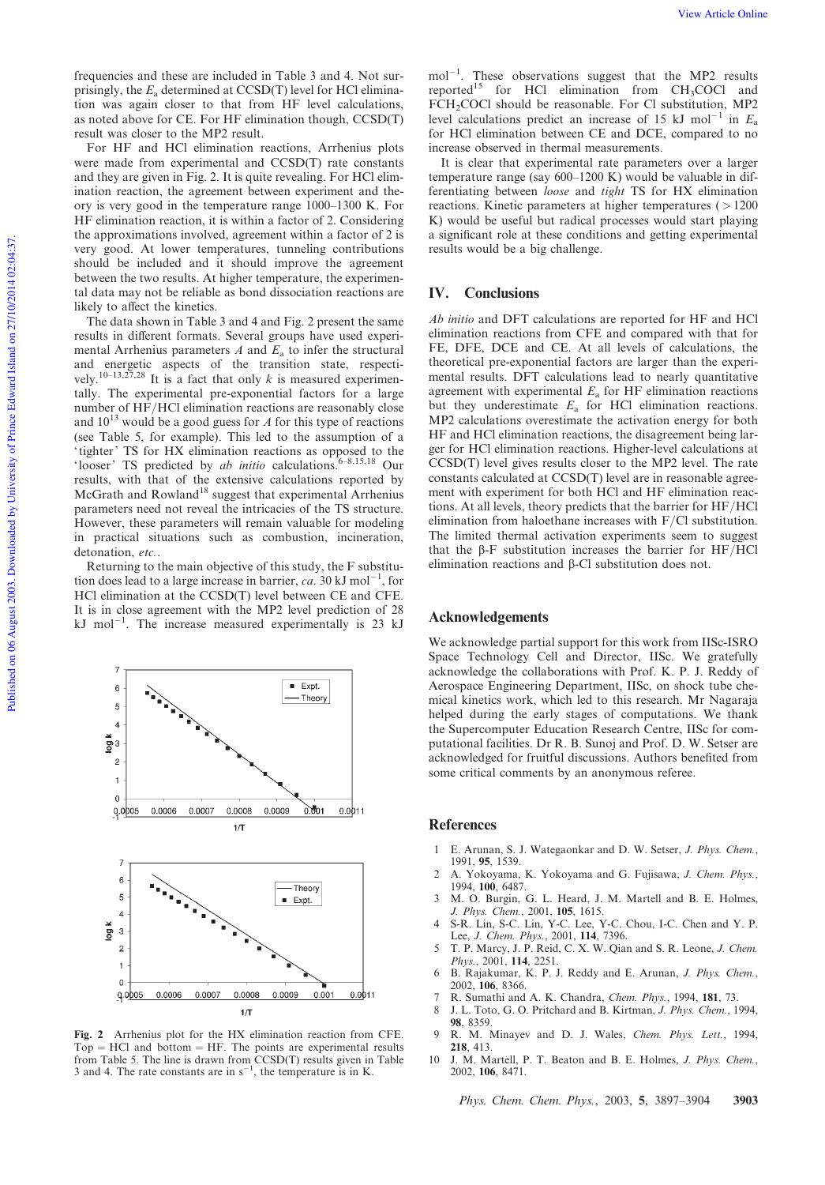frequencies and these are included in Table 3 and 4. Not surprisingly, the $E_a$ determined at CCSD(T) level for HCl elimination was again closer to that from HF level calculations, as noted above for CE. For HF elimination though, CCSD(T) result was closer to the MP2 result.

For HF and HCl elimination reactions, Arrhenius plots were made from experimental and CCSD(T) rate constants and they are given in Fig. 2. It is quite revealing. For HCl elimination reaction, the agreement between experiment and theory is very good in the temperature range 1000–1300 K. For HF elimination reaction, it is within a factor of 2. Considering the approximations involved, agreement within a factor of 2 is very good. At lower temperatures, tunneling contributions should be included and it should improve the agreement between the two results. At higher temperature, the experimental data may not be reliable as bond dissociation reactions are likely to affect the kinetics.

The data shown in Table 3 and 4 and Fig. 2 present the same results in different formats. Several groups have used experimental Arrhenius parameters $A$ and $E_a$ to infer the structural and energetic aspects of the transition state, respectively.[10–13,27,28] It is a fact that only $k$ is measured experimentally. The experimental pre-exponential factors for a large number of HF/HCl elimination reactions are reasonably close and $10^{13}$ would be a good guess for $A$ for this type of reactions (see Table 5, for example). This led to the assumption of a 'tighter' TS for HX elimination reactions as opposed to the 'looser' TS predicted by *ab initio* calculations.[6–8,15,18] Our results, with that of the extensive calculations reported by McGrath and Rowland[18] suggest that experimental Arrhenius parameters need not reveal the intricacies of the TS structure. However, these parameters will remain valuable for modeling in practical situations such as combustion, incineration, detonation, *etc.*.

Returning to the main objective of this study, the F substitution does lead to a large increase in barrier, *ca.* 30 kJ mol$^{-1}$, for HCl elimination at the CCSD(T) level between CE and CFE. It is in close agreement with the MP2 level prediction of 28 kJ mol$^{-1}$. The increase measured experimentally is 23 kJ mol$^{-1}$. These observations suggest that the MP2 results reported[15] for HCl elimination from $CH_3COCl$ and $FCH_2COCl$ should be reasonable. For Cl substitution, MP2 level calculations predict an increase of 15 kJ mol$^{-1}$ in $E_a$ for HCl elimination between CE and DCE, compared to no increase observed in thermal measurements.

It is clear that experimental rate parameters over a larger temperature range (say 600–1200 K) would be valuable in differentiating between *loose* and *tight* TS for HX elimination reactions. Kinetic parameters at higher temperatures (> 1200 K) would be useful but radical processes would start playing a significant role at these conditions and getting experimental results would be a big challenge.

Fig. 2 Arrhenius plot for the HX elimination reaction from CFE. Top = HCl and bottom = HF. The points are experimental results from Table 5. The line is drawn from CCSD(T) results given in Table 3 and 4. The rate constants are in s$^{-1}$, the temperature is in K.

## IV. Conclusions

*Ab initio* and DFT calculations are reported for HF and HCl elimination reactions from CFE and compared with that for FE, DFE, DCE and CE. At all levels of calculations, the theoretical pre-exponential factors are larger than the experimental results. DFT calculations lead to nearly quantitative agreement with experimental $E_a$ for HF elimination reactions but they underestimate $E_a$ for HCl elimination reactions. MP2 calculations overestimate the activation energy for both HF and HCl elimination reactions, the disagreement being larger for HCl elimination reactions. Higher-level calculations at CCSD(T) level gives results closer to the MP2 level. The rate constants calculated at CCSD(T) level are in reasonable agreement with experiment for both HCl and HF elimination reactions. At all levels, theory predicts that the barrier for HF/HCl elimination from haloethane increases with F/Cl substitution. The limited thermal activation experiments seem to suggest that the β-F substitution increases the barrier for HF/HCl elimination reactions and β-Cl substitution does not.

## Acknowledgements

We acknowledge partial support for this work from IISc-ISRO Space Technology Cell and Director, IISc. We gratefully acknowledge the collaborations with Prof. K. P. J. Reddy of Aerospace Engineering Department, IISc, on shock tube chemical kinetics work, which led to this research. Mr Nagaraja helped during the early stages of computations. We thank the Supercomputer Education Research Centre, IISc for computational facilities. Dr R. B. Sunoj and Prof. D. W. Setser are acknowledged for fruitful discussions. Authors benefited from some critical comments by an anonymous referee.

## References

1. E. Arunan, S. J. Wategaonkar and D. W. Setser, *J. Phys. Chem.*, 1991, **95**, 1539.
2. A. Yokoyama, K. Yokoyama and G. Fujisawa, *J. Chem. Phys.*, 1994, **100**, 6487.
3. M. O. Burgin, G. L. Heard, J. M. Martell and B. E. Holmes, *J. Phys. Chem.*, 2001, **105**, 1615.
4. S-R. Lin, S-C. Lin, Y-C. Lee, Y-C. Chou, I-C. Chen and Y. P. Lee, *J. Chem. Phys.*, 2001, **114**, 7396.
5. T. P. Marcy, J. P. Reid, C. X. W. Qian and S. R. Leone, *J. Chem. Phys.*, 2001, **114**, 2251.
6. B. Rajakumar, K. P. J. Reddy and E. Arunan, *J. Phys. Chem.*, 2002, **106**, 8366.
7. R. Sumathi and A. K. Chandra, *Chem. Phys.*, 1994, **181**, 73.
8. J. L. Toto, G. O. Pritchard and B. Kirtman, *J. Phys. Chem.*, 1994, **98**, 8359.
9. R. M. Minayev and D. J. Wales, *Chem. Phys. Lett.*, 1994, **218**, 413.
10. J. M. Martell, P. T. Beaton and B. E. Holmes, *J. Phys. Chem.*, 2002, **106**, 8471.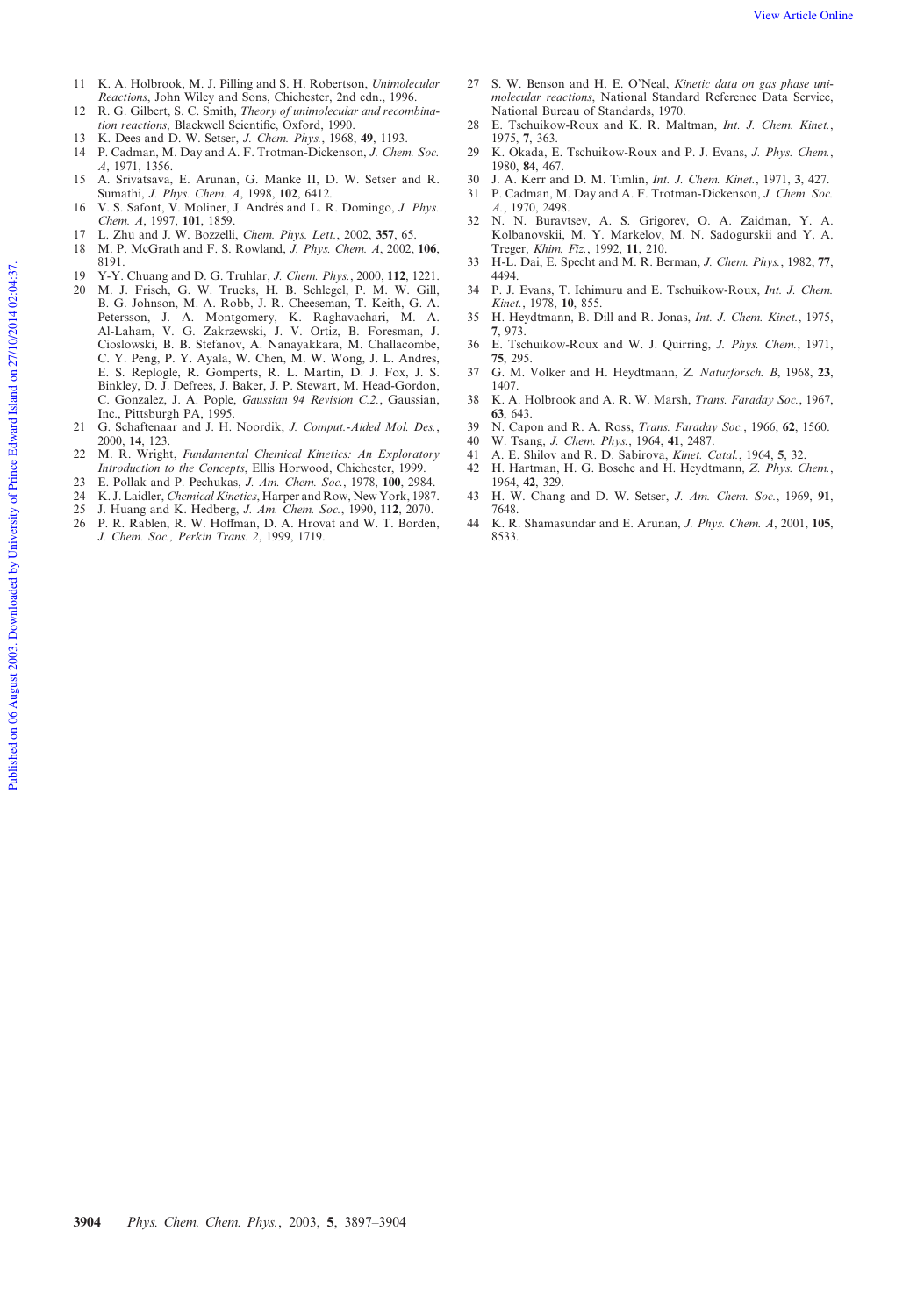11 K. A. Holbrook, M. J. Pilling and S. H. Robertson, *Unimolecular Reactions*, John Wiley and Sons, Chichester, 2nd edn., 1996.
12 R. G. Gilbert, S. C. Smith, *Theory of unimolecular and recombination reactions*, Blackwell Scientific, Oxford, 1990.
13 K. Dees and D. W. Setser, *J. Chem. Phys.*, 1968, **49**, 1193.
14 P. Cadman, M. Day and A. F. Trotman-Dickenson, *J. Chem. Soc. A*, 1971, 1356.
15 A. Srivatsava, E. Arunan, G. Manke II, D. W. Setser and R. Sumathi, *J. Phys. Chem. A*, 1998, **102**, 6412.
16 V. S. Safont, V. Moliner, J. Andrés and L. R. Domingo, *J. Phys. Chem. A*, 1997, **101**, 1859.
17 L. Zhu and J. W. Bozzelli, *Chem. Phys. Lett.*, 2002, **357**, 65.
18 M. P. McGrath and F. S. Rowland, *J. Phys. Chem. A*, 2002, **106**, 8191.
19 Y-Y. Chuang and D. G. Truhlar, *J. Chem. Phys.*, 2000, **112**, 1221.
20 M. J. Frisch, G. W. Trucks, H. B. Schlegel, P. M. W. Gill, B. G. Johnson, M. A. Robb, J. R. Cheeseman, T. Keith, G. A. Petersson, J. A. Montgomery, K. Raghavachari, M. A. Al-Laham, V. G. Zakrzewski, J. V. Ortiz, B. Foresman, J. Cioslowski, B. B. Stefanov, A. Nanayakkara, M. Challacombe, C. Y. Peng, P. Y. Ayala, W. Chen, M. W. Wong, J. L. Andres, E. S. Replogle, R. Gomperts, R. L. Martin, D. J. Fox, J. S. Binkley, D. J. Defrees, J. Baker, J. P. Stewart, M. Head-Gordon, C. Gonzalez, J. A. Pople, *Gaussian 94 Revision C.2.*, Gaussian, Inc., Pittsburgh PA, 1995.
21 G. Schaftenaar and J. H. Noordik, *J. Comput.-Aided Mol. Des.*, 2000, **14**, 123.
22 M. R. Wright, *Fundamental Chemical Kinetics: An Exploratory Introduction to the Concepts*, Ellis Horwood, Chichester, 1999.
23 E. Pollak and P. Pechukas, *J. Am. Chem. Soc.*, 1978, **100**, 2984.
24 K. J. Laidler, *Chemical Kinetics*, Harper and Row, New York, 1987.
25 J. Huang and K. Hedberg, *J. Am. Chem. Soc.*, 1990, **112**, 2070.
26 P. R. Rablen, R. W. Hoffman, D. A. Hrovat and W. T. Borden, *J. Chem. Soc., Perkin Trans. 2*, 1999, 1719.
27 S. W. Benson and H. E. O'Neal, *Kinetic data on gas phase unimolecular reactions*, National Standard Reference Data Service, National Bureau of Standards, 1970.
28 E. Tschuikow-Roux and K. R. Maltman, *Int. J. Chem. Kinet.*, 1975, **7**, 363.
29 K. Okada, E. Tschuikow-Roux and P. J. Evans, *J. Phys. Chem.*, 1980, **84**, 467.
30 J. A. Kerr and D. M. Timlin, *Int. J. Chem. Kinet.*, 1971, **3**, 427.
31 P. Cadman, M. Day and A. F. Trotman-Dickenson, *J. Chem. Soc. A.*, 1970, 2498.
32 N. N. Buravtsev, A. S. Grigorev, O. A. Zaidman, Y. A. Kolbanovskii, M. Y. Markelov, M. N. Sadogurskii and Y. A. Treger, *Khim. Fiz.*, 1992, **11**, 210.
33 H-L. Dai, E. Specht and M. R. Berman, *J. Chem. Phys.*, 1982, **77**, 4494.
34 P. J. Evans, T. Ichimuru and E. Tschuikow-Roux, *Int. J. Chem. Kinet.*, 1978, **10**, 855.
35 H. Heydtmann, B. Dill and R. Jonas, *Int. J. Chem. Kinet.*, 1975, **7**, 973.
36 E. Tschuikow-Roux and W. J. Quirring, *J. Phys. Chem.*, 1971, **75**, 295.
37 G. M. Volker and H. Heydtmann, *Z. Naturforsch. B*, 1968, **23**, 1407.
38 K. A. Holbrook and A. R. W. Marsh, *Trans. Faraday Soc.*, 1967, **63**, 643.
39 N. Capon and R. A. Ross, *Trans. Faraday Soc.*, 1966, **62**, 1560.
40 W. Tsang, *J. Chem. Phys.*, 1964, **41**, 2487.
41 A. E. Shilov and R. D. Sabirova, *Kinet. Catal.*, 1964, **5**, 32.
42 H. Hartman, H. G. Bosche and H. Heydtmann, *Z. Phys. Chem.*, 1964, **42**, 329.
43 H. W. Chang and D. W. Setser, *J. Am. Chem. Soc.*, 1969, **91**, 7648.
44 K. R. Shamasundar and E. Arunan, *J. Phys. Chem. A*, 2001, **105**, 8533.